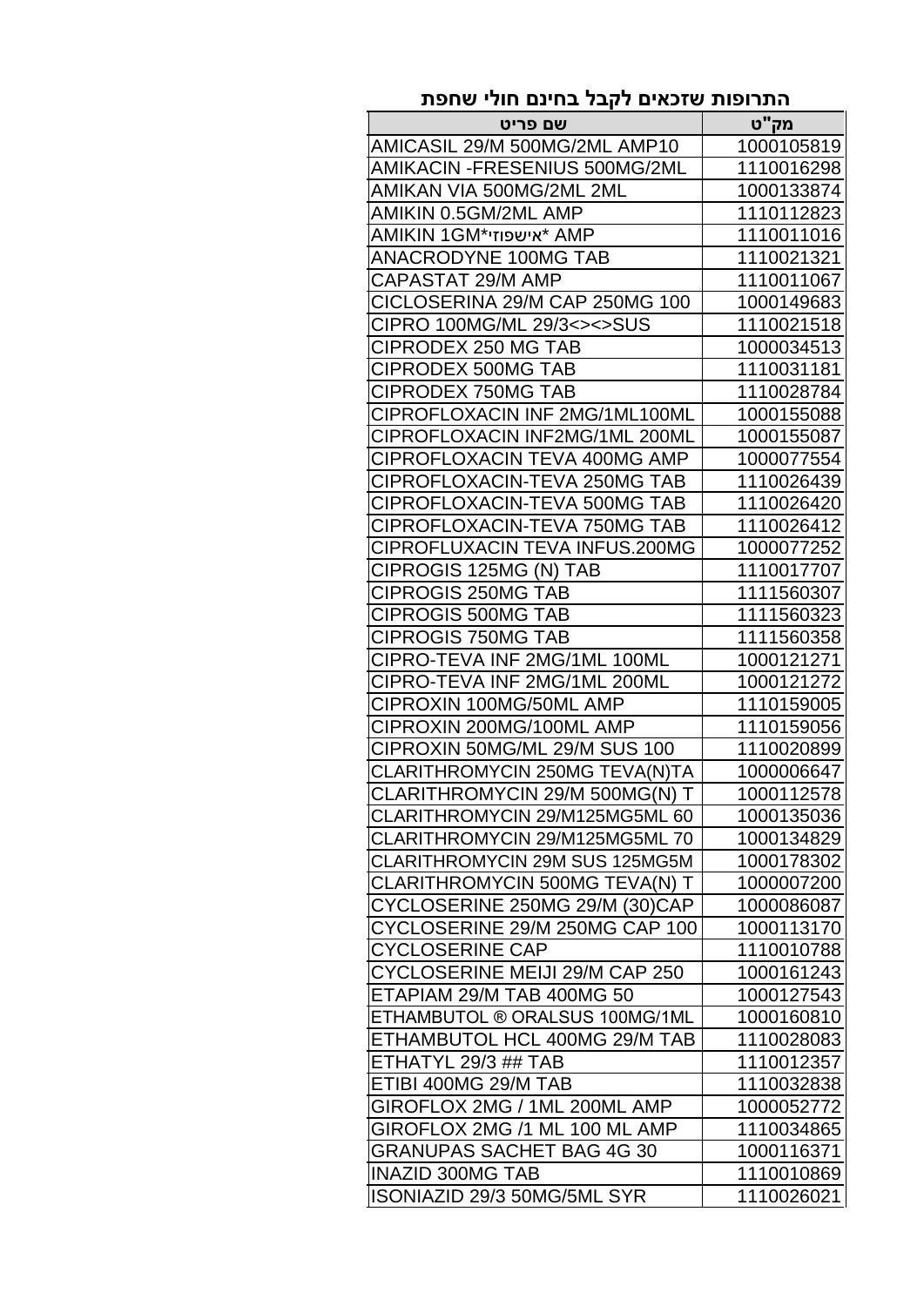# התרופות שזכאים לקבל בחינם חולי שחפת

| מק"ט | שם פריט |
|---|---|
| 1000105819 | AMICASIL 29/M 500MG/2ML AMP10 |
| 1110016298 | AMIKACIN -FRESENIUS 500MG/2ML |
| 1000133874 | AMIKAN VIA 500MG/2ML 2ML |
| 1110112823 | AMIKIN 0.5GM/2ML AMP |
| 1110011016 | AMIKIN 1GM*אישפוזי* AMP |
| 1110021321 | ANACRODYNE 100MG TAB |
| 1110011067 | CAPASTAT 29/M AMP |
| 1000149683 | CICLOSERINA 29/M CAP 250MG 100 |
| 1110021518 | CIPRO 100MG/ML 29/3<><>SUS |
| 1000034513 | CIPRODEX 250 MG TAB |
| 1110031181 | CIPRODEX 500MG TAB |
| 1110028784 | CIPRODEX 750MG TAB |
| 1000155088 | CIPROFLOXACIN INF 2MG/1ML100ML |
| 1000155087 | CIPROFLOXACIN INF2MG/1ML 200ML |
| 1000077554 | CIPROFLOXACIN TEVA 400MG AMP |
| 1110026439 | CIPROFLOXACIN-TEVA 250MG TAB |
| 1110026420 | CIPROFLOXACIN-TEVA 500MG TAB |
| 1110026412 | CIPROFLOXACIN-TEVA 750MG TAB |
| 1000077252 | CIPROFLUXACIN TEVA INFUS.200MG |
| 1110017707 | CIPROGIS 125MG (N) TAB |
| 1111560307 | CIPROGIS 250MG TAB |
| 1111560323 | CIPROGIS 500MG TAB |
| 1111560358 | CIPROGIS 750MG TAB |
| 1000121271 | CIPRO-TEVA INF 2MG/1ML 100ML |
| 1000121272 | CIPRO-TEVA INF 2MG/1ML 200ML |
| 1110159005 | CIPROXIN 100MG/50ML AMP |
| 1110159056 | CIPROXIN 200MG/100ML AMP |
| 1110020899 | CIPROXIN 50MG/ML 29/M SUS 100 |
| 1000006647 | CLARITHROMYCIN 250MG TEVA(N)TA |
| 1000112578 | CLARITHROMYCIN 29/M 500MG(N) T |
| 1000135036 | CLARITHROMYCIN 29/M125MG5ML 60 |
| 1000134829 | CLARITHROMYCIN 29/M125MG5ML 70 |
| 1000178302 | CLARITHROMYCIN 29M SUS 125MG5M |
| 1000007200 | CLARITHROMYCIN 500MG TEVA(N) T |
| 1000086087 | CYCLOSERINE 250MG 29/M (30)CAP |
| 1000113170 | CYCLOSERINE 29/M 250MG CAP 100 |
| 1110010788 | CYCLOSERINE CAP |
| 1000161243 | CYCLOSERINE MEIJI 29/M CAP 250 |
| 1000127543 | ETAPIAM 29/M TAB 400MG 50 |
| 1000160810 | ETHAMBUTOL ® ORALSUS 100MG/1ML |
| 1110028083 | ETHAMBUTOL HCL 400MG 29/M TAB |
| 1110012357 | ETHATYL 29/3 ## TAB |
| 1110032838 | ETIBI 400MG 29/M TAB |
| 1000052772 | GIROFLOX 2MG / 1ML 200ML AMP |
| 1110034865 | GIROFLOX 2MG /1 ML 100 ML AMP |
| 1000116371 | GRANUPAS SACHET BAG 4G 30 |
| 1110010869 | INAZID 300MG TAB |
| 1110026021 | ISONIAZID 29/3 50MG/5ML SYR |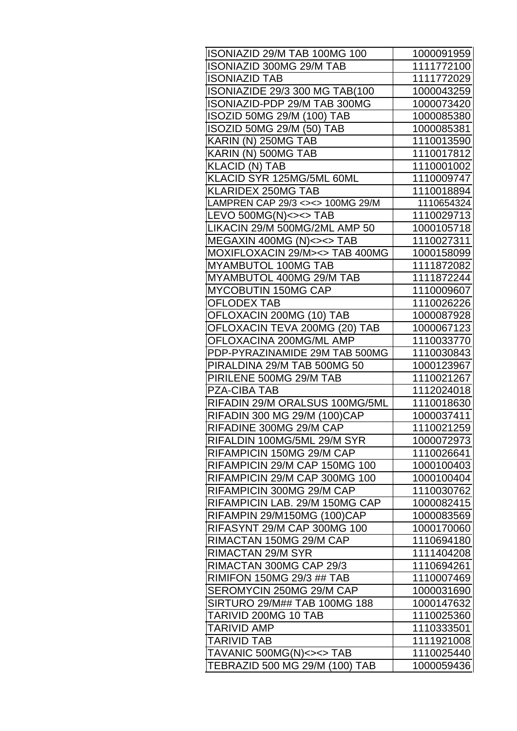| ISONIAZID 29/M TAB 100MG 100 | 1000091959 |
|---|---|
| ISONIAZID 300MG 29/M TAB | 1111772100 |
| ISONIAZID TAB | 1111772029 |
| ISONIAZIDE 29/3 300 MG TAB(100 | 1000043259 |
| ISONIAZID-PDP 29/M TAB 300MG | 1000073420 |
| ISOZID 50MG 29/M (100) TAB | 1000085380 |
| ISOZID 50MG 29/M (50) TAB | 1000085381 |
| KARIN (N) 250MG TAB | 1110013590 |
| KARIN (N) 500MG TAB | 1110017812 |
| KLACID (N) TAB | 1110001002 |
| KLACID SYR 125MG/5ML 60ML | 1110009747 |
| KLARIDEX 250MG TAB | 1110018894 |
| LAMPREN CAP 29/3 <><> 100MG 29/M | 1110654324 |
| LEVO 500MG(N)<><> TAB | 1110029713 |
| LIKACIN 29/M 500MG/2ML AMP 50 | 1000105718 |
| MEGAXIN 400MG (N)<><> TAB | 1110027311 |
| MOXIFLOXACIN 29/M><> TAB 400MG | 1000158099 |
| MYAMBUTOL 100MG TAB | 1111872082 |
| MYAMBUTOL 400MG 29/M TAB | 1111872244 |
| MYCOBUTIN 150MG CAP | 1110009607 |
| OFLODEX TAB | 1110026226 |
| OFLOXACIN 200MG (10) TAB | 1000087928 |
| OFLOXACIN TEVA 200MG (20) TAB | 1000067123 |
| OFLOXACINA 200MG/ML AMP | 1110033770 |
| PDP-PYRAZINAMIDE 29M TAB 500MG | 1110030843 |
| PIRALDINA 29/M TAB 500MG 50 | 1000123967 |
| PIRILENE 500MG 29/M TAB | 1110021267 |
| PZA-CIBA TAB | 1112024018 |
| RIFADIN 29/M ORALSUS 100MG/5ML | 1110018630 |
| RIFADIN 300 MG 29/M (100)CAP | 1000037411 |
| RIFADINE 300MG 29/M CAP | 1110021259 |
| RIFALDIN 100MG/5ML 29/M SYR | 1000072973 |
| RIFAMPICIN 150MG 29/M CAP | 1110026641 |
| RIFAMPICIN 29/M CAP 150MG 100 | 1000100403 |
| RIFAMPICIN 29/M CAP 300MG 100 | 1000100404 |
| RIFAMPICIN 300MG 29/M CAP | 1110030762 |
| RIFAMPICIN LAB. 29/M 150MG CAP | 1000082415 |
| RIFAMPIN 29/M150MG (100)CAP | 1000083569 |
| RIFASYNT 29/M CAP 300MG 100 | 1000170060 |
| RIMACTAN 150MG 29/M CAP | 1110694180 |
| RIMACTAN 29/M SYR | 1111404208 |
| RIMACTAN 300MG CAP 29/3 | 1110694261 |
| RIMIFON 150MG 29/3 ## TAB | 1110007469 |
| SEROMYCIN 250MG 29/M CAP | 1000031690 |
| SIRTURO 29/M## TAB 100MG 188 | 1000147632 |
| TARIVID 200MG 10 TAB | 1110025360 |
| TARIVID AMP | 1110333501 |
| TARIVID TAB | 1111921008 |
| TAVANIC 500MG(N)<><> TAB | 1110025440 |
| TEBRAZID 500 MG 29/M (100) TAB | 1000059436 |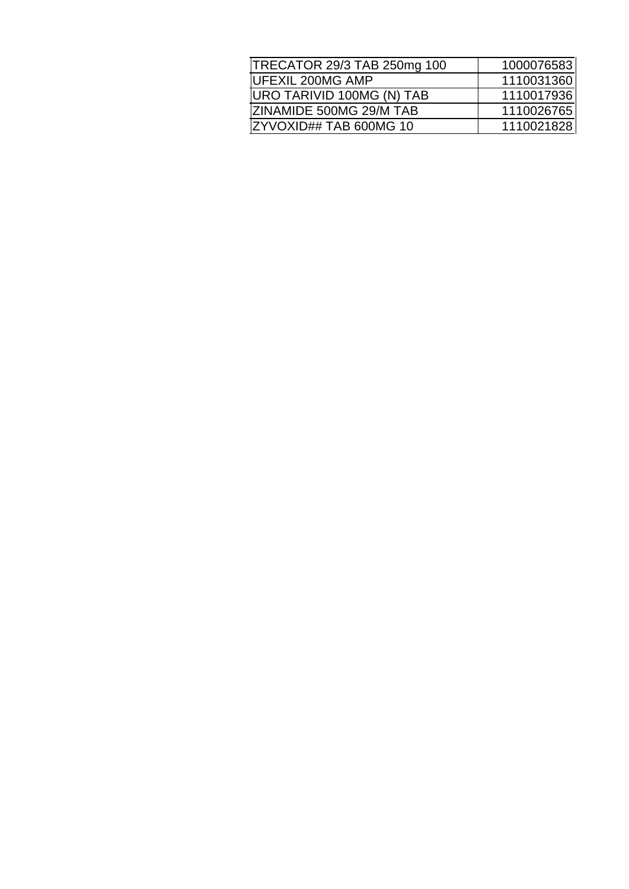| | |
|---|---|
| TRECATOR 29/3 TAB 250mg 100 | 1000076583 |
| UFEXIL 200MG AMP | 1110031360 |
| URO TARIVID 100MG (N) TAB | 1110017936 |
| ZINAMIDE 500MG 29/M TAB | 1110026765 |
| ZYVOXID## TAB 600MG 10 | 1110021828 |